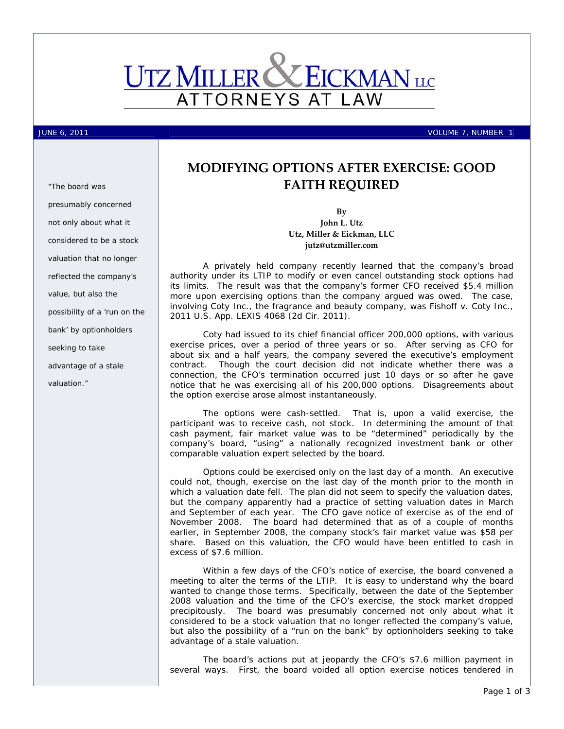# UTZ MILLER & EICKMAN LLC

ATTORNEYS AT LAW

JUNE 6, 2011 VOLUME 7, NUMBER 1

## MODIFYING OPTIONS AFTER EXERCISE: GOOD FAITH REQUIRED

**By**
**John L. Utz**
**Utz, Miller & Eickman, LLC**
**jutz@utzmiller.com**

*"The board was presumably concerned not only about what it considered to be a stock valuation that no longer reflected the company's value, but also the possibility of a 'run on the bank' by optionholders seeking to take advantage of a stale valuation."*

A privately held company recently learned that the company's broad authority under its LTIP to modify or even cancel outstanding stock options had its limits. The result was that the company's former CFO received $5.4 million more upon exercising options than the company argued was owed. The case, involving Coty Inc., the fragrance and beauty company, was *Fishoff v. Coty Inc.*, 2011 U.S. App. LEXIS 4068 (2d Cir. 2011).

Coty had issued to its chief financial officer 200,000 options, with various exercise prices, over a period of three years or so. After serving as CFO for about six and a half years, the company severed the executive's employment contract. Though the court decision did not indicate whether there was a connection, the CFO's termination occurred just 10 days or so after he gave notice that he was exercising all of his 200,000 options. Disagreements about the option exercise arose almost instantaneously.

The options were cash-settled. That is, upon a valid exercise, the participant was to receive cash, not stock. In determining the amount of that cash payment, fair market value was to be "determined" periodically by the company's board, "using" a nationally recognized investment bank or other comparable valuation expert selected by the board.

Options could be exercised only on the last day of a month. An executive could not, though, exercise on the last day of the month prior to the month in which a valuation date fell. The plan did not seem to specify the valuation dates, but the company apparently had a practice of setting valuation dates in March and September of each year. The CFO gave notice of exercise as of the end of November 2008. The board had determined that as of a couple of months earlier, in September 2008, the company stock's fair market value was $58 per share. Based on this valuation, the CFO would have been entitled to cash in excess of $7.6 million.

Within a few days of the CFO's notice of exercise, the board convened a meeting to alter the terms of the LTIP. It is easy to understand why the board wanted to change those terms. Specifically, between the date of the September 2008 valuation and the time of the CFO's exercise, the stock market dropped precipitously. The board was presumably concerned not only about what it considered to be a stock valuation that no longer reflected the company's value, but also the possibility of a "run on the bank" by optionholders seeking to take advantage of a stale valuation.

The board's actions put at jeopardy the CFO's $7.6 million payment in several ways. First, the board voided all option exercise notices tendered in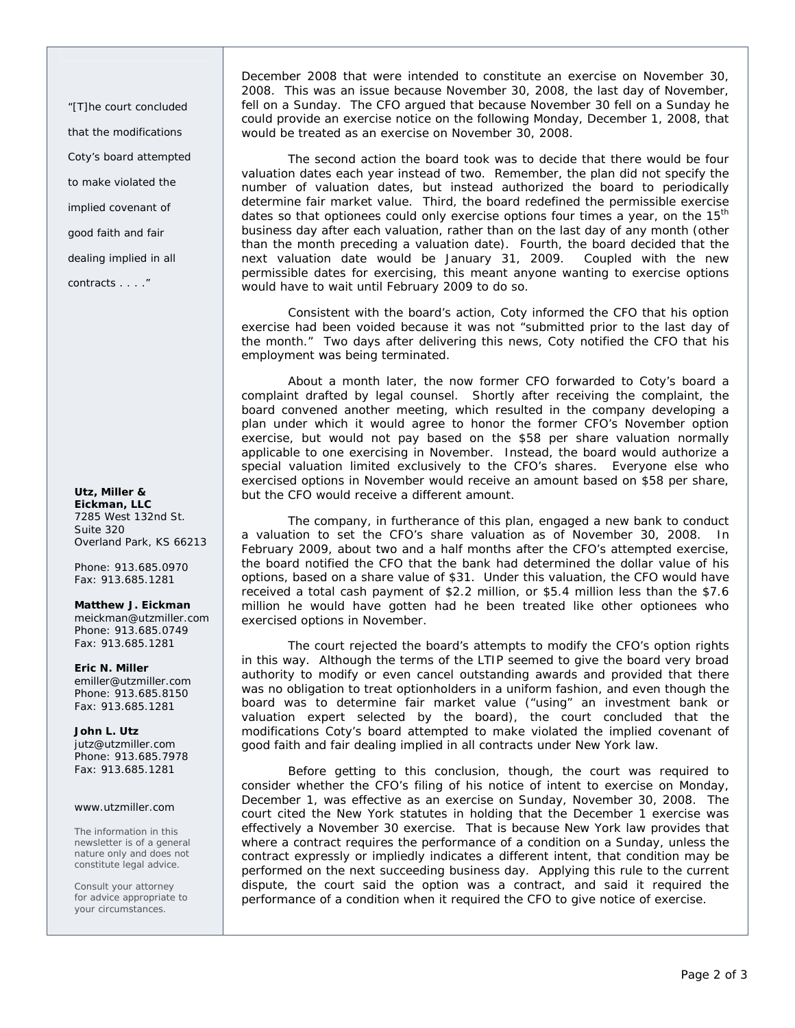December 2008 that were intended to constitute an exercise on November 30, 2008. This was an issue because November 30, 2008, the last day of November, fell on a Sunday. The CFO argued that because November 30 fell on a Sunday he could provide an exercise notice on the following Monday, December 1, 2008, that would be treated as an exercise on November 30, 2008.

The second action the board took was to decide that there would be four valuation dates each year instead of two. Remember, the plan did not specify the number of valuation dates, but instead authorized the board to periodically determine fair market value. Third, the board redefined the permissible exercise dates so that optionees could only exercise options four times a year, on the $15^{th}$ business day after each valuation, rather than on the last day of any month (other than the month preceding a valuation date). Fourth, the board decided that the next valuation date would be January 31, 2009. Coupled with the new permissible dates for exercising, this meant anyone wanting to exercise options would have to wait until February 2009 to do so.

Consistent with the board's action, Coty informed the CFO that his option exercise had been voided because it was not "submitted prior to the last day of the month." Two days after delivering this news, Coty notified the CFO that his employment was being terminated.

About a month later, the now former CFO forwarded to Coty's board a complaint drafted by legal counsel. Shortly after receiving the complaint, the board convened another meeting, which resulted in the company developing a plan under which it would agree to honor the former CFO's November option exercise, but would not pay based on the $58 per share valuation normally applicable to one exercising in November. Instead, the board would authorize a special valuation limited exclusively to the CFO's shares. Everyone else who exercised options in November would receive an amount based on $58 per share, but the CFO would receive a different amount.

The company, in furtherance of this plan, engaged a new bank to conduct a valuation to set the CFO's share valuation as of November 30, 2008. In February 2009, about two and a half months after the CFO's attempted exercise, the board notified the CFO that the bank had determined the dollar value of his options, based on a share value of $31. Under this valuation, the CFO would have received a total cash payment of $2.2 million, or $5.4 million less than the $7.6 million he would have gotten had he been treated like other optionees who exercised options in November.

The court rejected the board's attempts to modify the CFO's option rights in this way. Although the terms of the LTIP seemed to give the board very broad authority to modify or even cancel outstanding awards and provided that there was no obligation to treat optionholders in a uniform fashion, and even though the board was to determine fair market value ("using" an investment bank or valuation expert selected by the board), the court concluded that the modifications Coty's board attempted to make violated the implied covenant of good faith and fair dealing implied in all contracts under New York law.

Before getting to this conclusion, though, the court was required to consider whether the CFO's filing of his notice of intent to exercise on Monday, December 1, was effective as an exercise on Sunday, November 30, 2008. The court cited the New York statutes in holding that the December 1 exercise was effectively a November 30 exercise. That is because New York law provides that where a contract requires the performance of a condition on a Sunday, unless the contract expressly or impliedly indicates a different intent, that condition may be performed on the next succeeding business day. Applying this rule to the current dispute, the court said the option was a contract, and said it required the performance of a condition when it required the CFO to give notice of exercise.

"[T]he court concluded that the modifications Coty's board attempted to make violated the implied covenant of good faith and fair dealing implied in all contracts . . . ."

**Utz, Miller & Eickman, LLC**
7285 West 132nd St.
Suite 320
Overland Park, KS 66213

Phone: 913.685.0970
Fax: 913.685.1281

**Matthew J. Eickman**
meickman@utzmiller.com
Phone: 913.685.0749
Fax: 913.685.1281

**Eric N. Miller**
emiller@utzmiller.com
Phone: 913.685.8150
Fax: 913.685.1281

**John L. Utz**
jutz@utzmiller.com
Phone: 913.685.7978
Fax: 913.685.1281

www.utzmiller.com

The information in this newsletter is of a general nature only and does not constitute legal advice.

Consult your attorney for advice appropriate to your circumstances.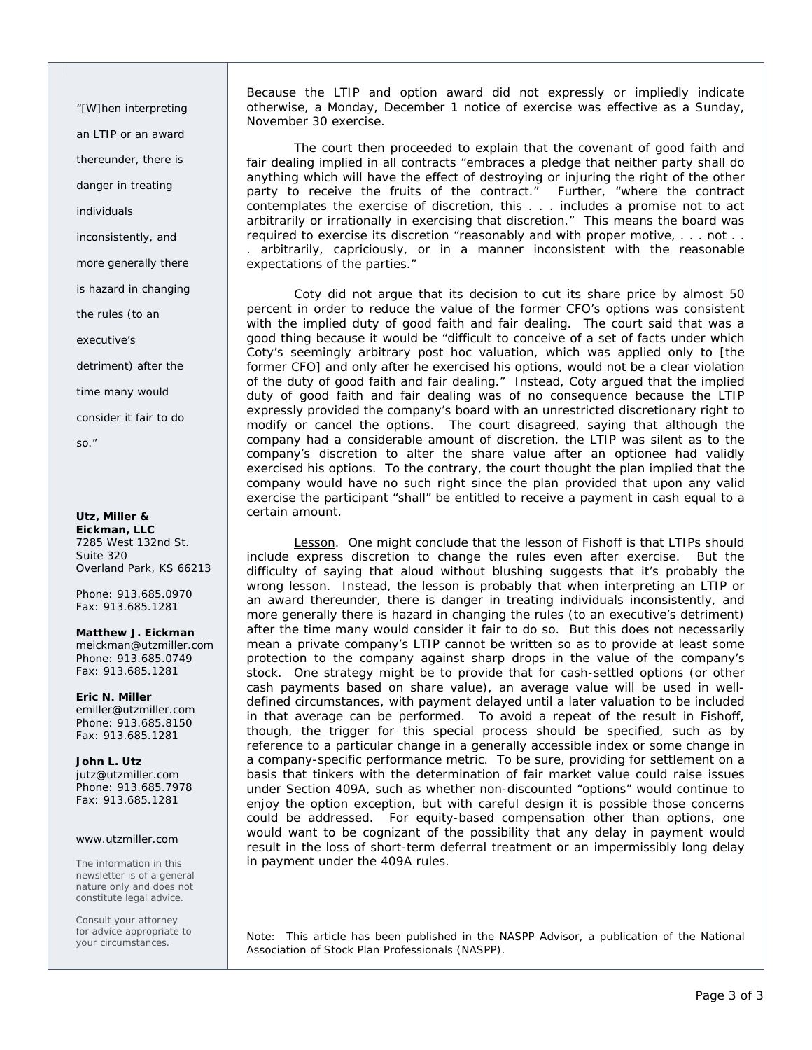Because the LTIP and option award did not expressly or impliedly indicate otherwise, a Monday, December 1 notice of exercise was effective as a Sunday, November 30 exercise.

The court then proceeded to explain that the covenant of good faith and fair dealing implied in all contracts "embraces a pledge that neither party shall do anything which will have the effect of destroying or injuring the right of the other party to receive the fruits of the contract." Further, "where the contract contemplates the exercise of discretion, this . . . includes a promise not to act arbitrarily or irrationally in exercising that discretion." This means the board was required to exercise its discretion "reasonably and with proper motive, . . . not . . . arbitrarily, capriciously, or in a manner inconsistent with the reasonable expectations of the parties."

Coty did not argue that its decision to cut its share price by almost 50 percent in order to reduce the value of the former CFO's options was consistent with the implied duty of good faith and fair dealing. The court said that was a good thing because it would be "difficult to conceive of a set of facts under which Coty's seemingly arbitrary post hoc valuation, which was applied only to [the former CFO] and only after he exercised his options, would not be a clear violation of the duty of good faith and fair dealing." Instead, Coty argued that the implied duty of good faith and fair dealing was of no consequence because the LTIP expressly provided the company's board with an unrestricted discretionary right to modify or cancel the options. The court disagreed, saying that although the company had a considerable amount of discretion, the LTIP was silent as to the company's discretion to alter the share value after an optionee had validly exercised his options. To the contrary, the court thought the plan implied that the company would have no such right since the plan provided that upon any valid exercise the participant "shall" be entitled to receive a payment in cash equal to a certain amount.

Lesson. One might conclude that the lesson of Fishoff is that LTIPs should include express discretion to change the rules even after exercise. But the difficulty of saying that aloud without blushing suggests that it's probably the wrong lesson. Instead, the lesson is probably that when interpreting an LTIP or an award thereunder, there is danger in treating individuals inconsistently, and more generally there is hazard in changing the rules (to an executive's detriment) after the time many would consider it fair to do so. But this does not necessarily mean a private company's LTIP cannot be written so as to provide at least some protection to the company against sharp drops in the value of the company's stock. One strategy might be to provide that for cash-settled options (or other cash payments based on share value), an average value will be used in well-defined circumstances, with payment delayed until a later valuation to be included in that average can be performed. To avoid a repeat of the result in Fishoff, though, the trigger for this special process should be specified, such as by reference to a particular change in a generally accessible index or some change in a company-specific performance metric. To be sure, providing for settlement on a basis that tinkers with the determination of fair market value could raise issues under Section 409A, such as whether non-discounted "options" would continue to enjoy the option exception, but with careful design it is possible those concerns could be addressed. For equity-based compensation other than options, one would want to be cognizant of the possibility that any delay in payment would result in the loss of short-term deferral treatment or an impermissibly long delay in payment under the 409A rules.

Note: This article has been published in the NASPP Advisor, a publication of the National Association of Stock Plan Professionals (NASPP).

"[W]hen interpreting an LTIP or an award thereunder, there is danger in treating individuals inconsistently, and more generally there is hazard in changing the rules (to an executive's detriment) after the time many would consider it fair to do so."

**Utz, Miller & Eickman, LLC**
7285 West 132nd St.
Suite 320
Overland Park, KS 66213

Phone: 913.685.0970
Fax: 913.685.1281

**Matthew J. Eickman**
meickman@utzmiller.com
Phone: 913.685.0749
Fax: 913.685.1281

**Eric N. Miller**
emiller@utzmiller.com
Phone: 913.685.8150
Fax: 913.685.1281

**John L. Utz**
jutz@utzmiller.com
Phone: 913.685.7978
Fax: 913.685.1281

www.utzmiller.com

The information in this newsletter is of a general nature only and does not constitute legal advice.

Consult your attorney for advice appropriate to your circumstances.